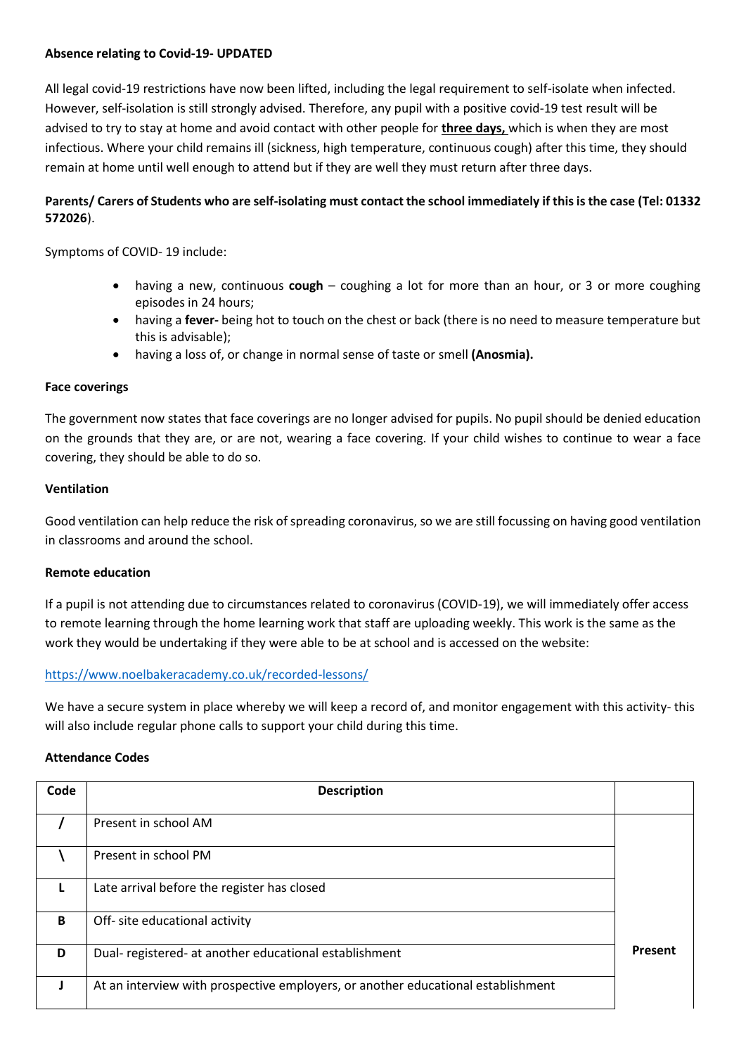**Absence relating to Covid-19- UPDATED**

All legal covid-19 restrictions have now been lifted, including the legal requirement to self-isolate when infected. However, self-isolation is still strongly advised. Therefore, any pupil with a positive covid-19 test result will be advised to try to stay at home and avoid contact with other people for **three days,** which is when they are most infectious. Where your child remains ill (sickness, high temperature, continuous cough) after this time, they should remain at home until well enough to attend but if they are well they must return after three days.

**Parents/ Carers of Students who are self-isolating must contact the school immediately if this is the case (Tel: 01332 572026**).

Symptoms of COVID- 19 include:

- having a new, continuous **cough** – coughing a lot for more than an hour, or 3 or more coughing episodes in 24 hours;
- having a **fever-** being hot to touch on the chest or back (there is no need to measure temperature but this is advisable);
- having a loss of, or change in normal sense of taste or smell **(Anosmia).**

**Face coverings**

The government now states that face coverings are no longer advised for pupils. No pupil should be denied education on the grounds that they are, or are not, wearing a face covering. If your child wishes to continue to wear a face covering, they should be able to do so.

**Ventilation**

Good ventilation can help reduce the risk of spreading coronavirus, so we are still focussing on having good ventilation in classrooms and around the school.

**Remote education**

If a pupil is not attending due to circumstances related to coronavirus (COVID-19), we will immediately offer access to remote learning through the home learning work that staff are uploading weekly. This work is the same as the work they would be undertaking if they were able to be at school and is accessed on the website:

https://www.noelbakeracademy.co.uk/recorded-lessons/

We have a secure system in place whereby we will keep a record of, and monitor engagement with this activity- this will also include regular phone calls to support your child during this time.

**Attendance Codes**

| Code | Description | |
|---|---|---|
| / | Present in school AM | |
| \ | Present in school PM | |
| L | Late arrival before the register has closed | |
| B | Off- site educational activity | |
| D | Dual- registered- at another educational establishment | **Present** |
| J | At an interview with prospective employers, or another educational establishment | |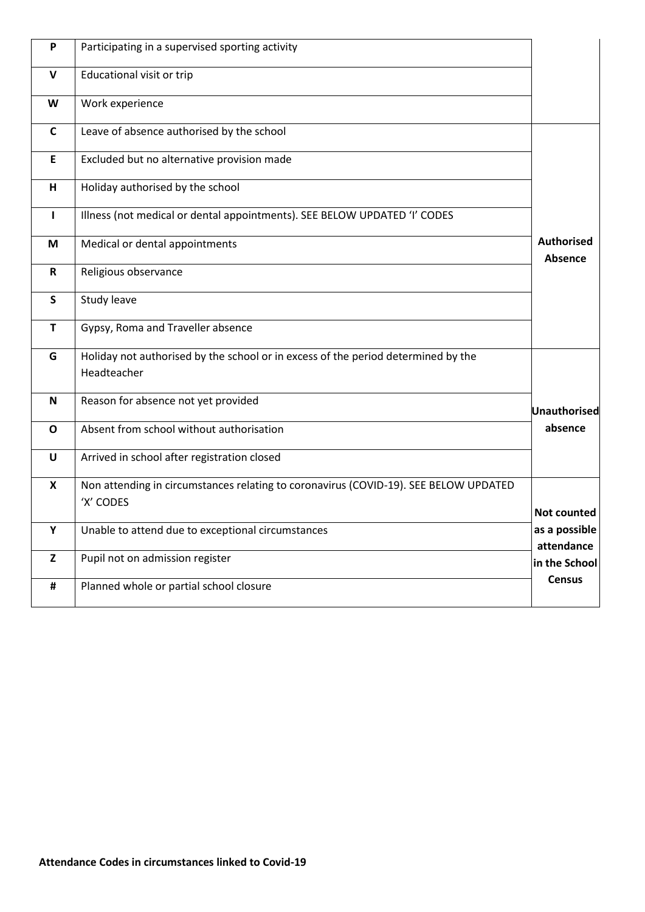| | | |
|---|---|---|
| P | Participating in a supervised sporting activity | |
| V | Educational visit or trip | |
| W | Work experience | |
| C | Leave of absence authorised by the school | Authorised Absence |
| E | Excluded but no alternative provision made | |
| H | Holiday authorised by the school | |
| I | Illness (not medical or dental appointments). SEE BELOW UPDATED 'I' CODES | |
| M | Medical or dental appointments | |
| R | Religious observance | |
| S | Study leave | |
| T | Gypsy, Roma and Traveller absence | |
| G | Holiday not authorised by the school or in excess of the period determined by the Headteacher | Unauthorised absence |
| N | Reason for absence not yet provided | |
| O | Absent from school without authorisation | |
| U | Arrived in school after registration closed | |
| X | Non attending in circumstances relating to coronavirus (COVID-19). SEE BELOW UPDATED 'X' CODES | Not counted as a possible attendance in the School Census |
| Y | Unable to attend due to exceptional circumstances | |
| Z | Pupil not on admission register | |
| # | Planned whole or partial school closure | |

**Attendance Codes in circumstances linked to Covid-19**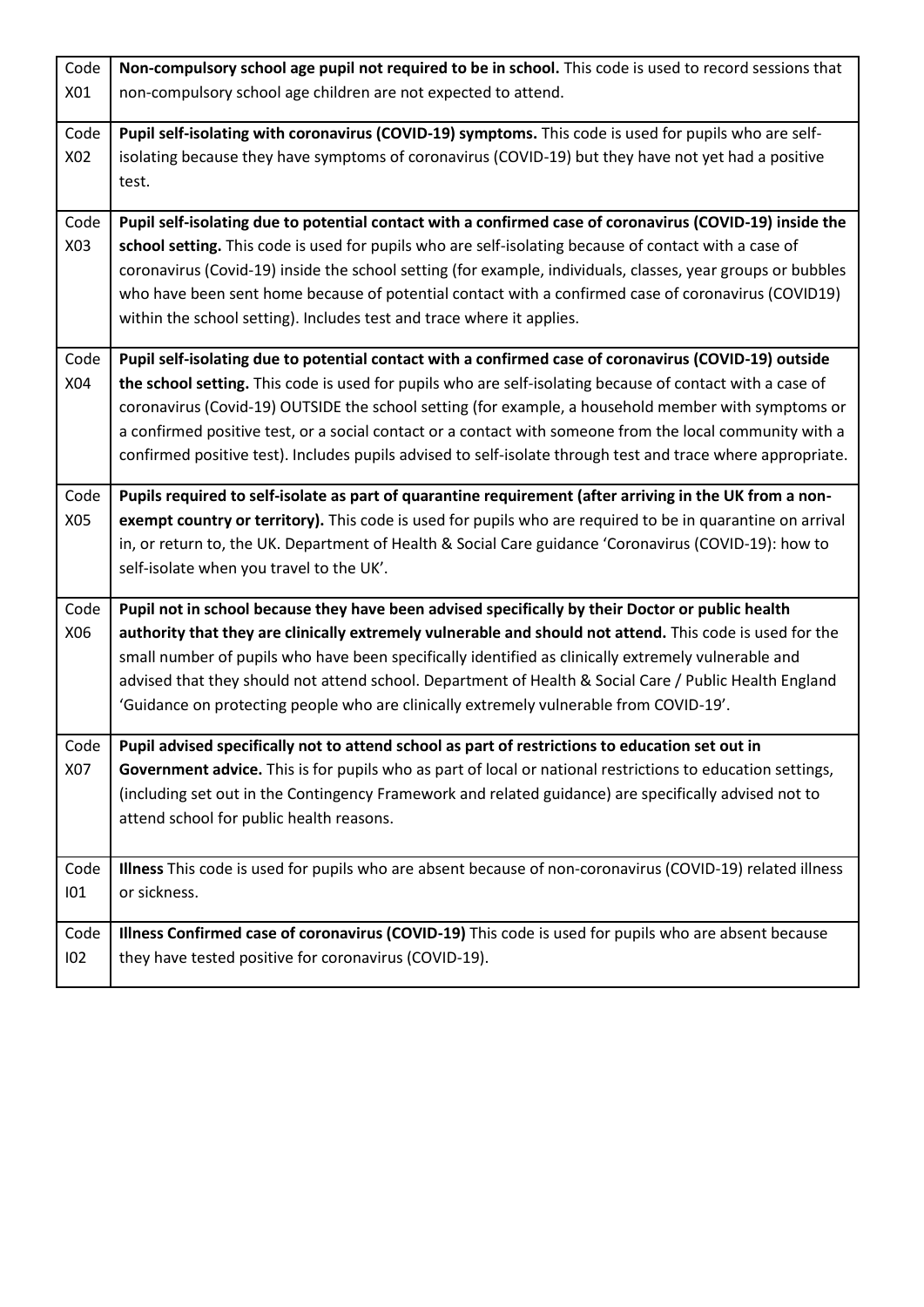| | |
|---|---|
| Code X01 | **Non-compulsory school age pupil not required to be in school.** This code is used to record sessions that non-compulsory school age children are not expected to attend. |
| Code X02 | **Pupil self-isolating with coronavirus (COVID-19) symptoms.** This code is used for pupils who are self-isolating because they have symptoms of coronavirus (COVID-19) but they have not yet had a positive test. |
| Code X03 | **Pupil self-isolating due to potential contact with a confirmed case of coronavirus (COVID-19) inside the school setting.** This code is used for pupils who are self-isolating because of contact with a case of coronavirus (Covid-19) inside the school setting (for example, individuals, classes, year groups or bubbles who have been sent home because of potential contact with a confirmed case of coronavirus (COVID19) within the school setting). Includes test and trace where it applies. |
| Code X04 | **Pupil self-isolating due to potential contact with a confirmed case of coronavirus (COVID-19) outside the school setting.** This code is used for pupils who are self-isolating because of contact with a case of coronavirus (Covid-19) OUTSIDE the school setting (for example, a household member with symptoms or a confirmed positive test, or a social contact or a contact with someone from the local community with a confirmed positive test). Includes pupils advised to self-isolate through test and trace where appropriate. |
| Code X05 | **Pupils required to self-isolate as part of quarantine requirement (after arriving in the UK from a non-exempt country or territory).** This code is used for pupils who are required to be in quarantine on arrival in, or return to, the UK. Department of Health & Social Care guidance 'Coronavirus (COVID-19): how to self-isolate when you travel to the UK'. |
| Code X06 | **Pupil not in school because they have been advised specifically by their Doctor or public health authority that they are clinically extremely vulnerable and should not attend.** This code is used for the small number of pupils who have been specifically identified as clinically extremely vulnerable and advised that they should not attend school. Department of Health & Social Care / Public Health England 'Guidance on protecting people who are clinically extremely vulnerable from COVID-19'. |
| Code X07 | **Pupil advised specifically not to attend school as part of restrictions to education set out in Government advice.** This is for pupils who as part of local or national restrictions to education settings, (including set out in the Contingency Framework and related guidance) are specifically advised not to attend school for public health reasons. |
| Code I01 | **Illness** This code is used for pupils who are absent because of non-coronavirus (COVID-19) related illness or sickness. |
| Code I02 | **Illness Confirmed case of coronavirus (COVID-19)** This code is used for pupils who are absent because they have tested positive for coronavirus (COVID-19). |